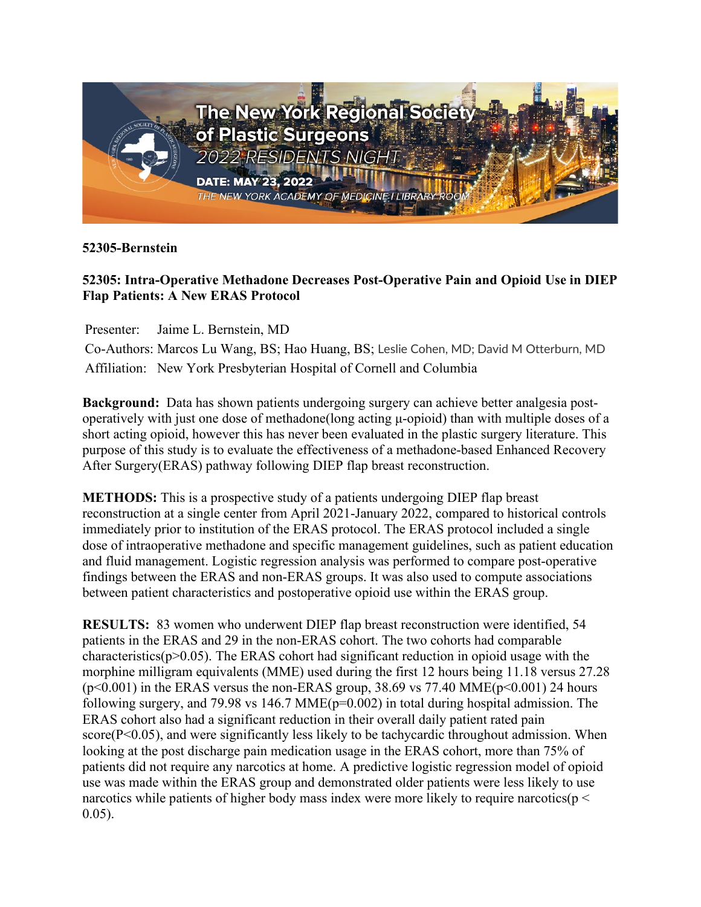# The New York Regional Society of Plastic Surgeons

## 2022 RESIDENTS NIGHT

**DATE: MAY 23, 2022**

THE NEW YORK ACADEMY OF MEDICINE | LIBRARY ROOM

**52305-Bernstein**

## 52305: Intra-Operative Methadone Decreases Post-Operative Pain and Opioid Use in DIEP Flap Patients: A New ERAS Protocol

Presenter: Jaime L. Bernstein, MD
Co-Authors: Marcos Lu Wang, BS; Hao Huang, BS; Leslie Cohen, MD; David M Otterburn, MD
Affiliation: New York Presbyterian Hospital of Cornell and Columbia

**Background:** Data has shown patients undergoing surgery can achieve better analgesia post-operatively with just one dose of methadone(long acting μ-opioid) than with multiple doses of a short acting opioid, however this has never been evaluated in the plastic surgery literature. This purpose of this study is to evaluate the effectiveness of a methadone-based Enhanced Recovery After Surgery(ERAS) pathway following DIEP flap breast reconstruction.

**METHODS:** This is a prospective study of a patients undergoing DIEP flap breast reconstruction at a single center from April 2021-January 2022, compared to historical controls immediately prior to institution of the ERAS protocol. The ERAS protocol included a single dose of intraoperative methadone and specific management guidelines, such as patient education and fluid management. Logistic regression analysis was performed to compare post-operative findings between the ERAS and non-ERAS groups. It was also used to compute associations between patient characteristics and postoperative opioid use within the ERAS group.

**RESULTS:** 83 women who underwent DIEP flap breast reconstruction were identified, 54 patients in the ERAS and 29 in the non-ERAS cohort. The two cohorts had comparable characteristics($p>0.05$). The ERAS cohort had significant reduction in opioid usage with the morphine milligram equivalents (MME) used during the first 12 hours being 11.18 versus 27.28 ($p<0.001$) in the ERAS versus the non-ERAS group, 38.69 vs 77.40 MME($p<0.001$) 24 hours following surgery, and 79.98 vs 146.7 MME($p=0.002$) in total during hospital admission. The ERAS cohort also had a significant reduction in their overall daily patient rated pain score($P<0.05$), and were significantly less likely to be tachycardic throughout admission. When looking at the post discharge pain medication usage in the ERAS cohort, more than 75% of patients did not require any narcotics at home. A predictive logistic regression model of opioid use was made within the ERAS group and demonstrated older patients were less likely to use narcotics while patients of higher body mass index were more likely to require narcotics($p < 0.05$).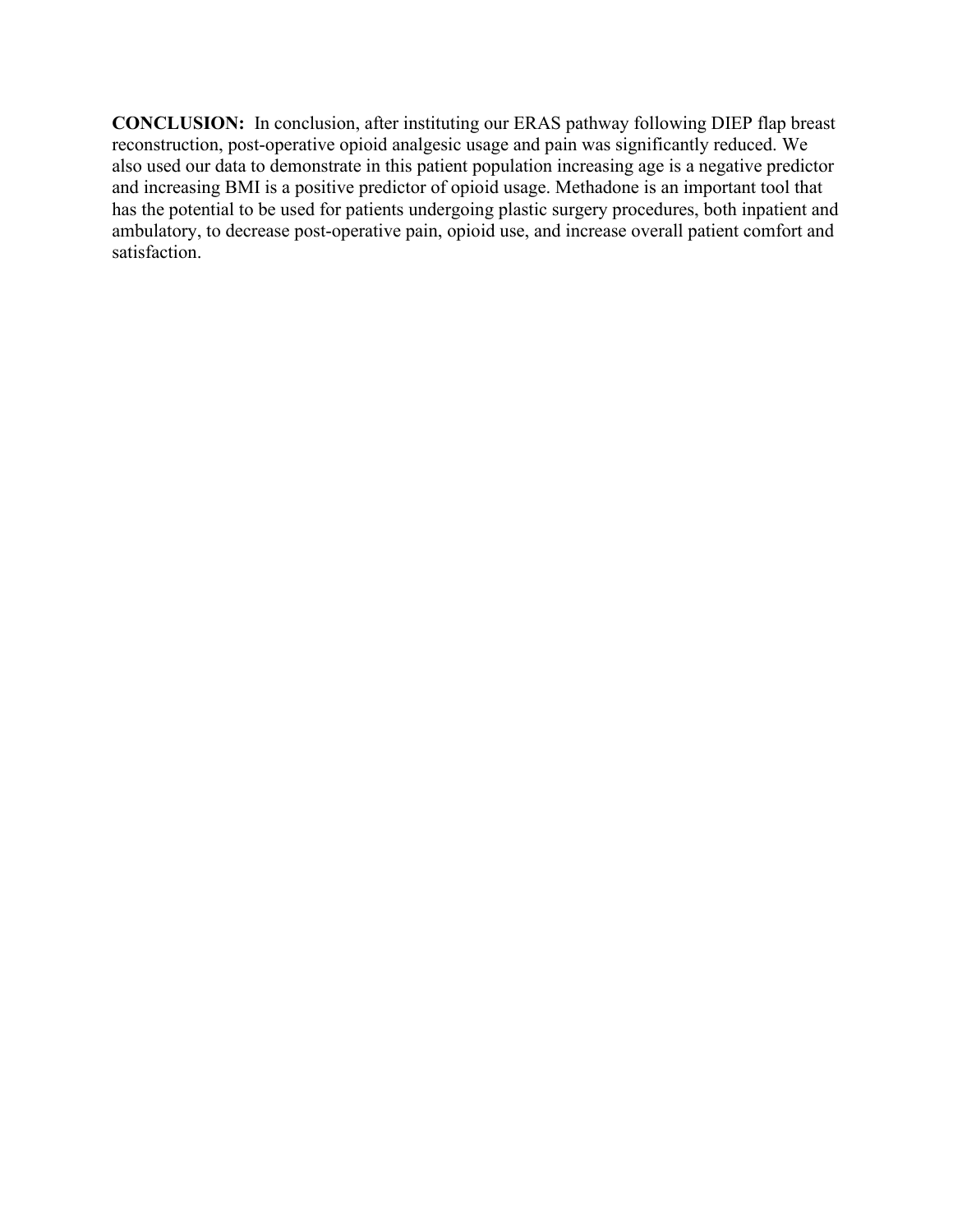**CONCLUSION:** In conclusion, after instituting our ERAS pathway following DIEP flap breast reconstruction, post-operative opioid analgesic usage and pain was significantly reduced. We also used our data to demonstrate in this patient population increasing age is a negative predictor and increasing BMI is a positive predictor of opioid usage. Methadone is an important tool that has the potential to be used for patients undergoing plastic surgery procedures, both inpatient and ambulatory, to decrease post-operative pain, opioid use, and increase overall patient comfort and satisfaction.